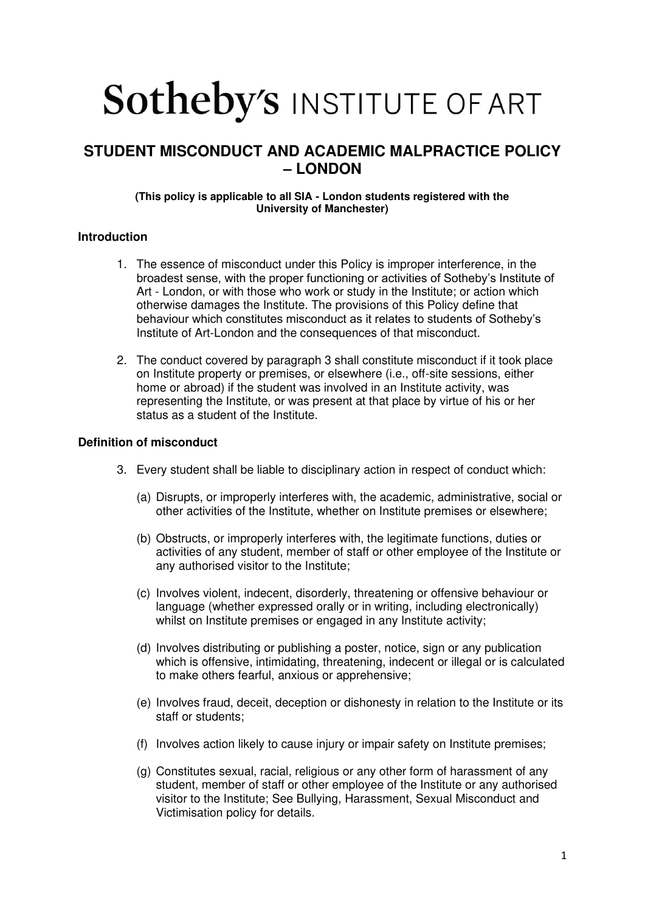# Sotheby's INSTITUTE OF ART

## STUDENT MISCONDUCT AND ACADEMIC MALPRACTICE POLICY – LONDON

**(This policy is applicable to all SIA - London students registered with the University of Manchester)**

### Introduction

1. The essence of misconduct under this Policy is improper interference, in the broadest sense, with the proper functioning or activities of Sotheby's Institute of Art - London, or with those who work or study in the Institute; or action which otherwise damages the Institute. The provisions of this Policy define that behaviour which constitutes misconduct as it relates to students of Sotheby's Institute of Art-London and the consequences of that misconduct.

2. The conduct covered by paragraph 3 shall constitute misconduct if it took place on Institute property or premises, or elsewhere (i.e., off-site sessions, either home or abroad) if the student was involved in an Institute activity, was representing the Institute, or was present at that place by virtue of his or her status as a student of the Institute.

### Definition of misconduct

3. Every student shall be liable to disciplinary action in respect of conduct which:

   (a) Disrupts, or improperly interferes with, the academic, administrative, social or other activities of the Institute, whether on Institute premises or elsewhere;

   (b) Obstructs, or improperly interferes with, the legitimate functions, duties or activities of any student, member of staff or other employee of the Institute or any authorised visitor to the Institute;

   (c) Involves violent, indecent, disorderly, threatening or offensive behaviour or language (whether expressed orally or in writing, including electronically) whilst on Institute premises or engaged in any Institute activity;

   (d) Involves distributing or publishing a poster, notice, sign or any publication which is offensive, intimidating, threatening, indecent or illegal or is calculated to make others fearful, anxious or apprehensive;

   (e) Involves fraud, deceit, deception or dishonesty in relation to the Institute or its staff or students;

   (f) Involves action likely to cause injury or impair safety on Institute premises;

   (g) Constitutes sexual, racial, religious or any other form of harassment of any student, member of staff or other employee of the Institute or any authorised visitor to the Institute; See Bullying, Harassment, Sexual Misconduct and Victimisation policy for details.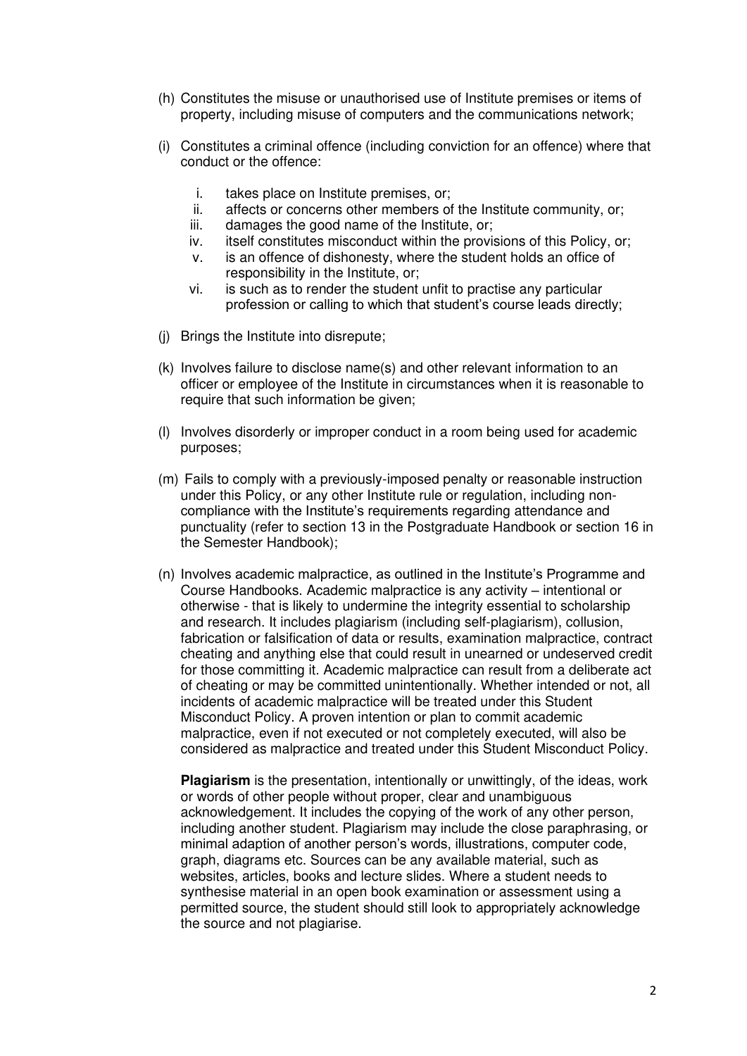(h) Constitutes the misuse or unauthorised use of Institute premises or items of property, including misuse of computers and the communications network;

(i) Constitutes a criminal offence (including conviction for an offence) where that conduct or the offence:

   i. takes place on Institute premises, or;
   ii. affects or concerns other members of the Institute community, or;
   iii. damages the good name of the Institute, or;
   iv. itself constitutes misconduct within the provisions of this Policy, or;
   v. is an offence of dishonesty, where the student holds an office of responsibility in the Institute, or;
   vi. is such as to render the student unfit to practise any particular profession or calling to which that student's course leads directly;

(j) Brings the Institute into disrepute;

(k) Involves failure to disclose name(s) and other relevant information to an officer or employee of the Institute in circumstances when it is reasonable to require that such information be given;

(l) Involves disorderly or improper conduct in a room being used for academic purposes;

(m) Fails to comply with a previously-imposed penalty or reasonable instruction under this Policy, or any other Institute rule or regulation, including non-compliance with the Institute's requirements regarding attendance and punctuality (refer to section 13 in the Postgraduate Handbook or section 16 in the Semester Handbook);

(n) Involves academic malpractice, as outlined in the Institute's Programme and Course Handbooks. Academic malpractice is any activity – intentional or otherwise - that is likely to undermine the integrity essential to scholarship and research. It includes plagiarism (including self-plagiarism), collusion, fabrication or falsification of data or results, examination malpractice, contract cheating and anything else that could result in unearned or undeserved credit for those committing it. Academic malpractice can result from a deliberate act of cheating or may be committed unintentionally. Whether intended or not, all incidents of academic malpractice will be treated under this Student Misconduct Policy. A proven intention or plan to commit academic malpractice, even if not executed or not completely executed, will also be considered as malpractice and treated under this Student Misconduct Policy.

   **Plagiarism** is the presentation, intentionally or unwittingly, of the ideas, work or words of other people without proper, clear and unambiguous acknowledgement. It includes the copying of the work of any other person, including another student. Plagiarism may include the close paraphrasing, or minimal adaption of another person's words, illustrations, computer code, graph, diagrams etc. Sources can be any available material, such as websites, articles, books and lecture slides. Where a student needs to synthesise material in an open book examination or assessment using a permitted source, the student should still look to appropriately acknowledge the source and not plagiarise.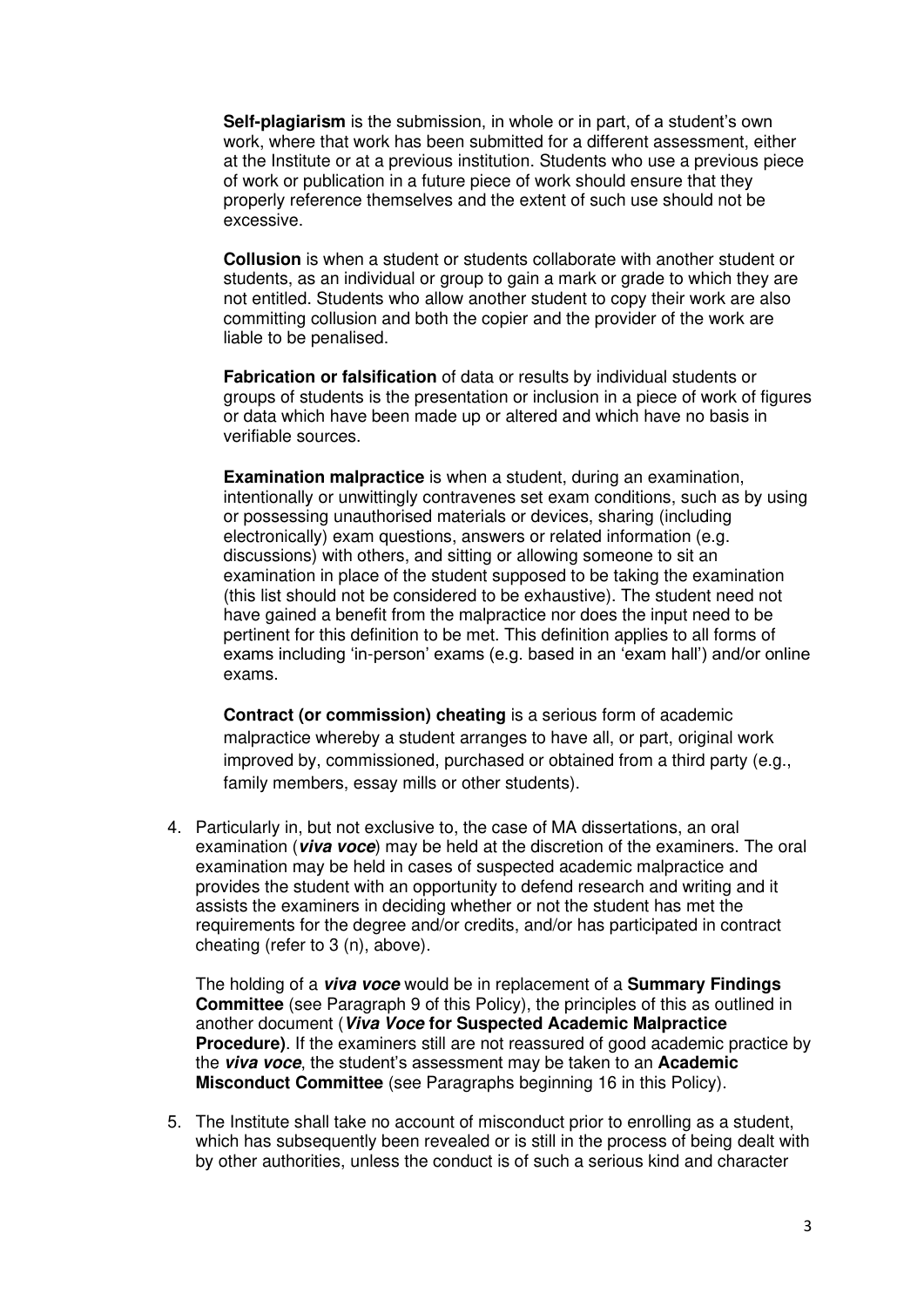**Self-plagiarism** is the submission, in whole or in part, of a student's own work, where that work has been submitted for a different assessment, either at the Institute or at a previous institution. Students who use a previous piece of work or publication in a future piece of work should ensure that they properly reference themselves and the extent of such use should not be excessive.

**Collusion** is when a student or students collaborate with another student or students, as an individual or group to gain a mark or grade to which they are not entitled. Students who allow another student to copy their work are also committing collusion and both the copier and the provider of the work are liable to be penalised.

**Fabrication or falsification** of data or results by individual students or groups of students is the presentation or inclusion in a piece of work of figures or data which have been made up or altered and which have no basis in verifiable sources.

**Examination malpractice** is when a student, during an examination, intentionally or unwittingly contravenes set exam conditions, such as by using or possessing unauthorised materials or devices, sharing (including electronically) exam questions, answers or related information (e.g. discussions) with others, and sitting or allowing someone to sit an examination in place of the student supposed to be taking the examination (this list should not be considered to be exhaustive). The student need not have gained a benefit from the malpractice nor does the input need to be pertinent for this definition to be met. This definition applies to all forms of exams including 'in-person' exams (e.g. based in an 'exam hall') and/or online exams.

**Contract (or commission) cheating** is a serious form of academic malpractice whereby a student arranges to have all, or part, original work improved by, commissioned, purchased or obtained from a third party (e.g., family members, essay mills or other students).

4. Particularly in, but not exclusive to, the case of MA dissertations, an oral examination (***viva voce***) may be held at the discretion of the examiners. The oral examination may be held in cases of suspected academic malpractice and provides the student with an opportunity to defend research and writing and it assists the examiners in deciding whether or not the student has met the requirements for the degree and/or credits, and/or has participated in contract cheating (refer to 3 (n), above).

   The holding of a ***viva voce*** would be in replacement of a **Summary Findings Committee** (see Paragraph 9 of this Policy), the principles of this as outlined in another document (***Viva Voce* for Suspected Academic Malpractice Procedure)**. If the examiners still are not reassured of good academic practice by the ***viva voce***, the student's assessment may be taken to an **Academic Misconduct Committee** (see Paragraphs beginning 16 in this Policy).

5. The Institute shall take no account of misconduct prior to enrolling as a student, which has subsequently been revealed or is still in the process of being dealt with by other authorities, unless the conduct is of such a serious kind and character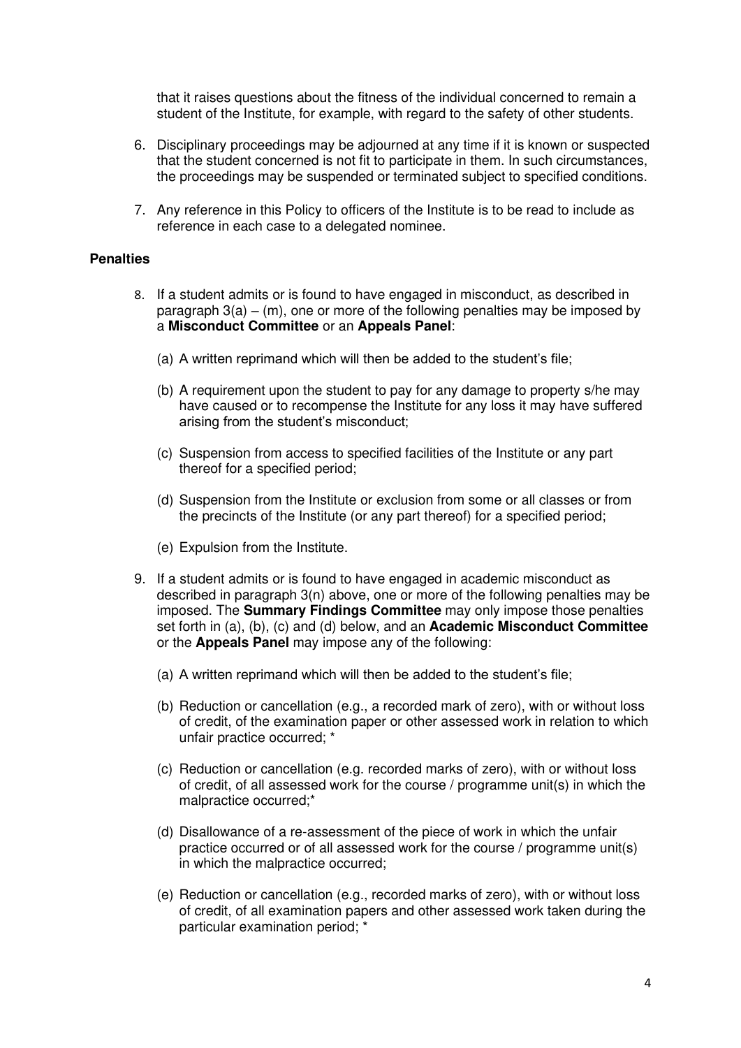that it raises questions about the fitness of the individual concerned to remain a student of the Institute, for example, with regard to the safety of other students.

6. Disciplinary proceedings may be adjourned at any time if it is known or suspected that the student concerned is not fit to participate in them. In such circumstances, the proceedings may be suspended or terminated subject to specified conditions.

7. Any reference in this Policy to officers of the Institute is to be read to include as reference in each case to a delegated nominee.

**Penalties**

8. If a student admits or is found to have engaged in misconduct, as described in paragraph 3(a) – (m), one or more of the following penalties may be imposed by a **Misconduct Committee** or an **Appeals Panel**:

   (a) A written reprimand which will then be added to the student's file;

   (b) A requirement upon the student to pay for any damage to property s/he may have caused or to recompense the Institute for any loss it may have suffered arising from the student's misconduct;

   (c) Suspension from access to specified facilities of the Institute or any part thereof for a specified period;

   (d) Suspension from the Institute or exclusion from some or all classes or from the precincts of the Institute (or any part thereof) for a specified period;

   (e) Expulsion from the Institute.

9. If a student admits or is found to have engaged in academic misconduct as described in paragraph 3(n) above, one or more of the following penalties may be imposed. The **Summary Findings Committee** may only impose those penalties set forth in (a), (b), (c) and (d) below, and an **Academic Misconduct Committee** or the **Appeals Panel** may impose any of the following:

   (a) A written reprimand which will then be added to the student's file;

   (b) Reduction or cancellation (e.g., a recorded mark of zero), with or without loss of credit, of the examination paper or other assessed work in relation to which unfair practice occurred; *

   (c) Reduction or cancellation (e.g. recorded marks of zero), with or without loss of credit, of all assessed work for the course / programme unit(s) in which the malpractice occurred;*

   (d) Disallowance of a re-assessment of the piece of work in which the unfair practice occurred or of all assessed work for the course / programme unit(s) in which the malpractice occurred;

   (e) Reduction or cancellation (e.g., recorded marks of zero), with or without loss of credit, of all examination papers and other assessed work taken during the particular examination period; *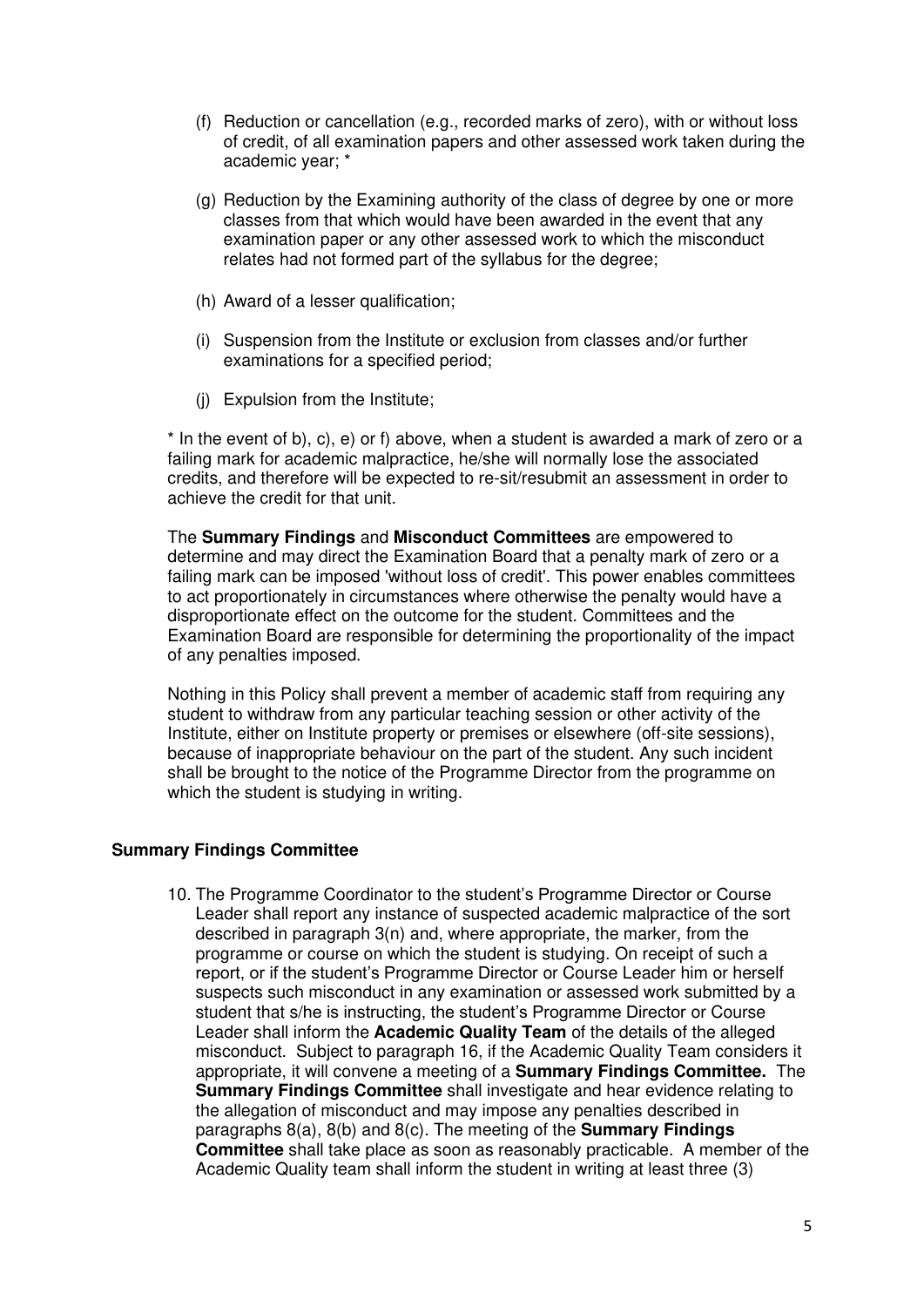(f) Reduction or cancellation (e.g., recorded marks of zero), with or without loss of credit, of all examination papers and other assessed work taken during the academic year; *

(g) Reduction by the Examining authority of the class of degree by one or more classes from that which would have been awarded in the event that any examination paper or any other assessed work to which the misconduct relates had not formed part of the syllabus for the degree;

(h) Award of a lesser qualification;

(i) Suspension from the Institute or exclusion from classes and/or further examinations for a specified period;

(j) Expulsion from the Institute;

* In the event of b), c), e) or f) above, when a student is awarded a mark of zero or a failing mark for academic malpractice, he/she will normally lose the associated credits, and therefore will be expected to re-sit/resubmit an assessment in order to achieve the credit for that unit.

The **Summary Findings** and **Misconduct Committees** are empowered to determine and may direct the Examination Board that a penalty mark of zero or a failing mark can be imposed 'without loss of credit'. This power enables committees to act proportionately in circumstances where otherwise the penalty would have a disproportionate effect on the outcome for the student. Committees and the Examination Board are responsible for determining the proportionality of the impact of any penalties imposed.

Nothing in this Policy shall prevent a member of academic staff from requiring any student to withdraw from any particular teaching session or other activity of the Institute, either on Institute property or premises or elsewhere (off-site sessions), because of inappropriate behaviour on the part of the student. Any such incident shall be brought to the notice of the Programme Director from the programme on which the student is studying in writing.

**Summary Findings Committee**

10. The Programme Coordinator to the student's Programme Director or Course Leader shall report any instance of suspected academic malpractice of the sort described in paragraph 3(n) and, where appropriate, the marker, from the programme or course on which the student is studying. On receipt of such a report, or if the student's Programme Director or Course Leader him or herself suspects such misconduct in any examination or assessed work submitted by a student that s/he is instructing, the student's Programme Director or Course Leader shall inform the **Academic Quality Team** of the details of the alleged misconduct. Subject to paragraph 16, if the Academic Quality Team considers it appropriate, it will convene a meeting of a **Summary Findings Committee.** The **Summary Findings Committee** shall investigate and hear evidence relating to the allegation of misconduct and may impose any penalties described in paragraphs 8(a), 8(b) and 8(c). The meeting of the **Summary Findings Committee** shall take place as soon as reasonably practicable. A member of the Academic Quality team shall inform the student in writing at least three (3)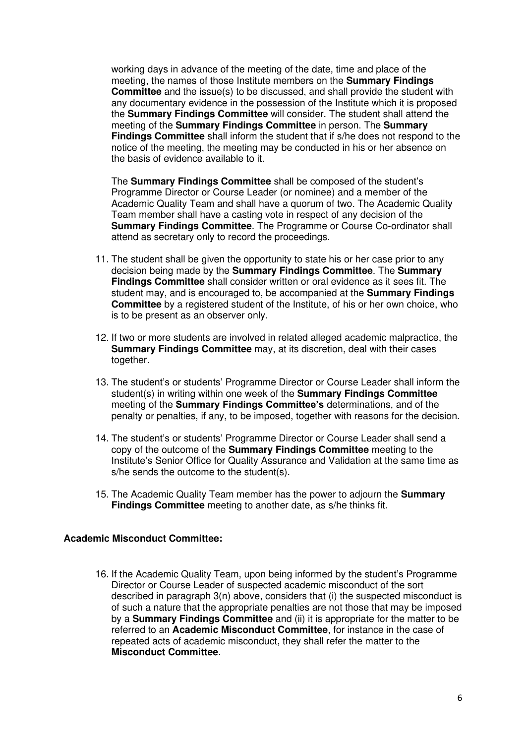working days in advance of the meeting of the date, time and place of the meeting, the names of those Institute members on the **Summary Findings Committee** and the issue(s) to be discussed, and shall provide the student with any documentary evidence in the possession of the Institute which it is proposed the **Summary Findings Committee** will consider. The student shall attend the meeting of the **Summary Findings Committee** in person. The **Summary Findings Committee** shall inform the student that if s/he does not respond to the notice of the meeting, the meeting may be conducted in his or her absence on the basis of evidence available to it.

The **Summary Findings Committee** shall be composed of the student's Programme Director or Course Leader (or nominee) and a member of the Academic Quality Team and shall have a quorum of two. The Academic Quality Team member shall have a casting vote in respect of any decision of the **Summary Findings Committee**. The Programme or Course Co-ordinator shall attend as secretary only to record the proceedings.

11. The student shall be given the opportunity to state his or her case prior to any decision being made by the **Summary Findings Committee**. The **Summary Findings Committee** shall consider written or oral evidence as it sees fit. The student may, and is encouraged to, be accompanied at the **Summary Findings Committee** by a registered student of the Institute, of his or her own choice, who is to be present as an observer only.

12. If two or more students are involved in related alleged academic malpractice, the **Summary Findings Committee** may, at its discretion, deal with their cases together.

13. The student's or students' Programme Director or Course Leader shall inform the student(s) in writing within one week of the **Summary Findings Committee** meeting of the **Summary Findings Committee's** determinations, and of the penalty or penalties, if any, to be imposed, together with reasons for the decision.

14. The student's or students' Programme Director or Course Leader shall send a copy of the outcome of the **Summary Findings Committee** meeting to the Institute's Senior Office for Quality Assurance and Validation at the same time as s/he sends the outcome to the student(s).

15. The Academic Quality Team member has the power to adjourn the **Summary Findings Committee** meeting to another date, as s/he thinks fit.

**Academic Misconduct Committee:**

16. If the Academic Quality Team, upon being informed by the student's Programme Director or Course Leader of suspected academic misconduct of the sort described in paragraph 3(n) above, considers that (i) the suspected misconduct is of such a nature that the appropriate penalties are not those that may be imposed by a **Summary Findings Committee** and (ii) it is appropriate for the matter to be referred to an **Academic Misconduct Committee**, for instance in the case of repeated acts of academic misconduct, they shall refer the matter to the **Misconduct Committee**.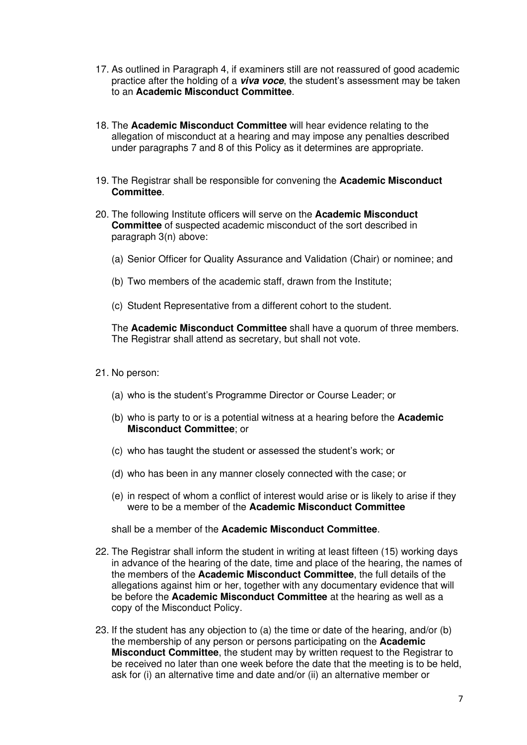17. As outlined in Paragraph 4, if examiners still are not reassured of good academic practice after the holding of a ***viva voce***, the student's assessment may be taken to an **Academic Misconduct Committee**.

18. The **Academic Misconduct Committee** will hear evidence relating to the allegation of misconduct at a hearing and may impose any penalties described under paragraphs 7 and 8 of this Policy as it determines are appropriate.

19. The Registrar shall be responsible for convening the **Academic Misconduct Committee**.

20. The following Institute officers will serve on the **Academic Misconduct Committee** of suspected academic misconduct of the sort described in paragraph 3(n) above:

    (a) Senior Officer for Quality Assurance and Validation (Chair) or nominee; and

    (b) Two members of the academic staff, drawn from the Institute;

    (c) Student Representative from a different cohort to the student.

    The **Academic Misconduct Committee** shall have a quorum of three members. The Registrar shall attend as secretary, but shall not vote.

21. No person:

    (a) who is the student's Programme Director or Course Leader; or

    (b) who is party to or is a potential witness at a hearing before the **Academic Misconduct Committee**; or

    (c) who has taught the student or assessed the student's work; or

    (d) who has been in any manner closely connected with the case; or

    (e) in respect of whom a conflict of interest would arise or is likely to arise if they were to be a member of the **Academic Misconduct Committee**

    shall be a member of the **Academic Misconduct Committee**.

22. The Registrar shall inform the student in writing at least fifteen (15) working days in advance of the hearing of the date, time and place of the hearing, the names of the members of the **Academic Misconduct Committee**, the full details of the allegations against him or her, together with any documentary evidence that will be before the **Academic Misconduct Committee** at the hearing as well as a copy of the Misconduct Policy.

23. If the student has any objection to (a) the time or date of the hearing, and/or (b) the membership of any person or persons participating on the **Academic Misconduct Committee**, the student may by written request to the Registrar to be received no later than one week before the date that the meeting is to be held, ask for (i) an alternative time and date and/or (ii) an alternative member or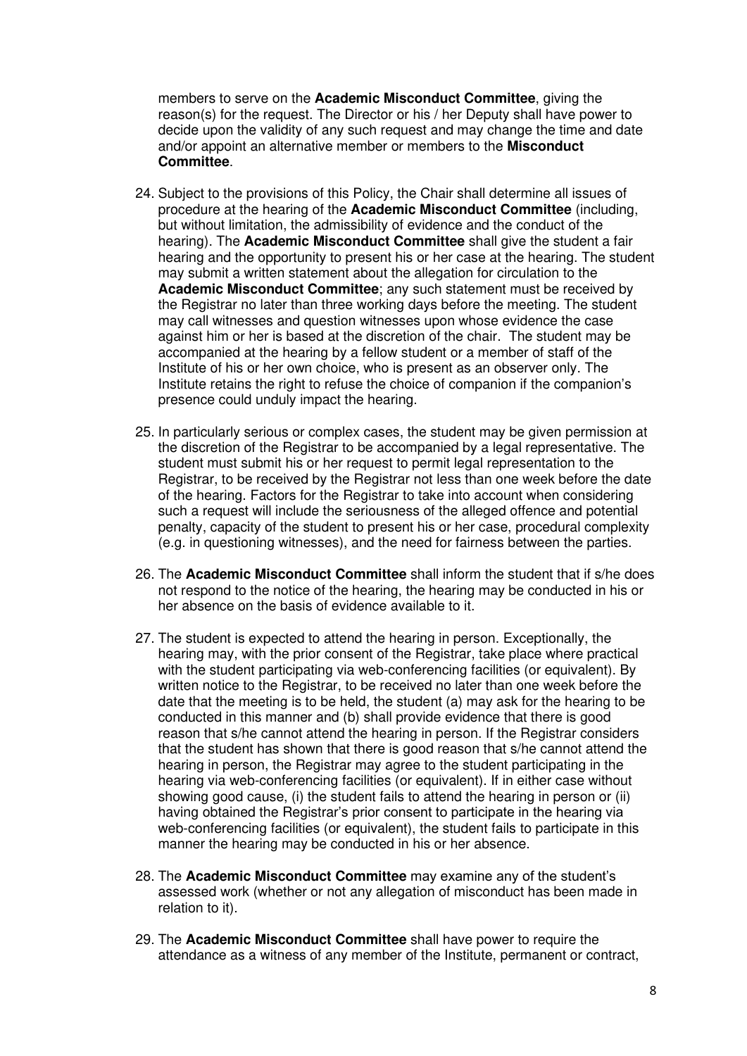members to serve on the **Academic Misconduct Committee**, giving the reason(s) for the request. The Director or his / her Deputy shall have power to decide upon the validity of any such request and may change the time and date and/or appoint an alternative member or members to the **Misconduct Committee**.

24. Subject to the provisions of this Policy, the Chair shall determine all issues of procedure at the hearing of the **Academic Misconduct Committee** (including, but without limitation, the admissibility of evidence and the conduct of the hearing). The **Academic Misconduct Committee** shall give the student a fair hearing and the opportunity to present his or her case at the hearing. The student may submit a written statement about the allegation for circulation to the **Academic Misconduct Committee**; any such statement must be received by the Registrar no later than three working days before the meeting. The student may call witnesses and question witnesses upon whose evidence the case against him or her is based at the discretion of the chair. The student may be accompanied at the hearing by a fellow student or a member of staff of the Institute of his or her own choice, who is present as an observer only. The Institute retains the right to refuse the choice of companion if the companion's presence could unduly impact the hearing.

25. In particularly serious or complex cases, the student may be given permission at the discretion of the Registrar to be accompanied by a legal representative. The student must submit his or her request to permit legal representation to the Registrar, to be received by the Registrar not less than one week before the date of the hearing. Factors for the Registrar to take into account when considering such a request will include the seriousness of the alleged offence and potential penalty, capacity of the student to present his or her case, procedural complexity (e.g. in questioning witnesses), and the need for fairness between the parties.

26. The **Academic Misconduct Committee** shall inform the student that if s/he does not respond to the notice of the hearing, the hearing may be conducted in his or her absence on the basis of evidence available to it.

27. The student is expected to attend the hearing in person. Exceptionally, the hearing may, with the prior consent of the Registrar, take place where practical with the student participating via web-conferencing facilities (or equivalent). By written notice to the Registrar, to be received no later than one week before the date that the meeting is to be held, the student (a) may ask for the hearing to be conducted in this manner and (b) shall provide evidence that there is good reason that s/he cannot attend the hearing in person. If the Registrar considers that the student has shown that there is good reason that s/he cannot attend the hearing in person, the Registrar may agree to the student participating in the hearing via web-conferencing facilities (or equivalent). If in either case without showing good cause, (i) the student fails to attend the hearing in person or (ii) having obtained the Registrar's prior consent to participate in the hearing via web-conferencing facilities (or equivalent), the student fails to participate in this manner the hearing may be conducted in his or her absence.

28. The **Academic Misconduct Committee** may examine any of the student's assessed work (whether or not any allegation of misconduct has been made in relation to it).

29. The **Academic Misconduct Committee** shall have power to require the attendance as a witness of any member of the Institute, permanent or contract,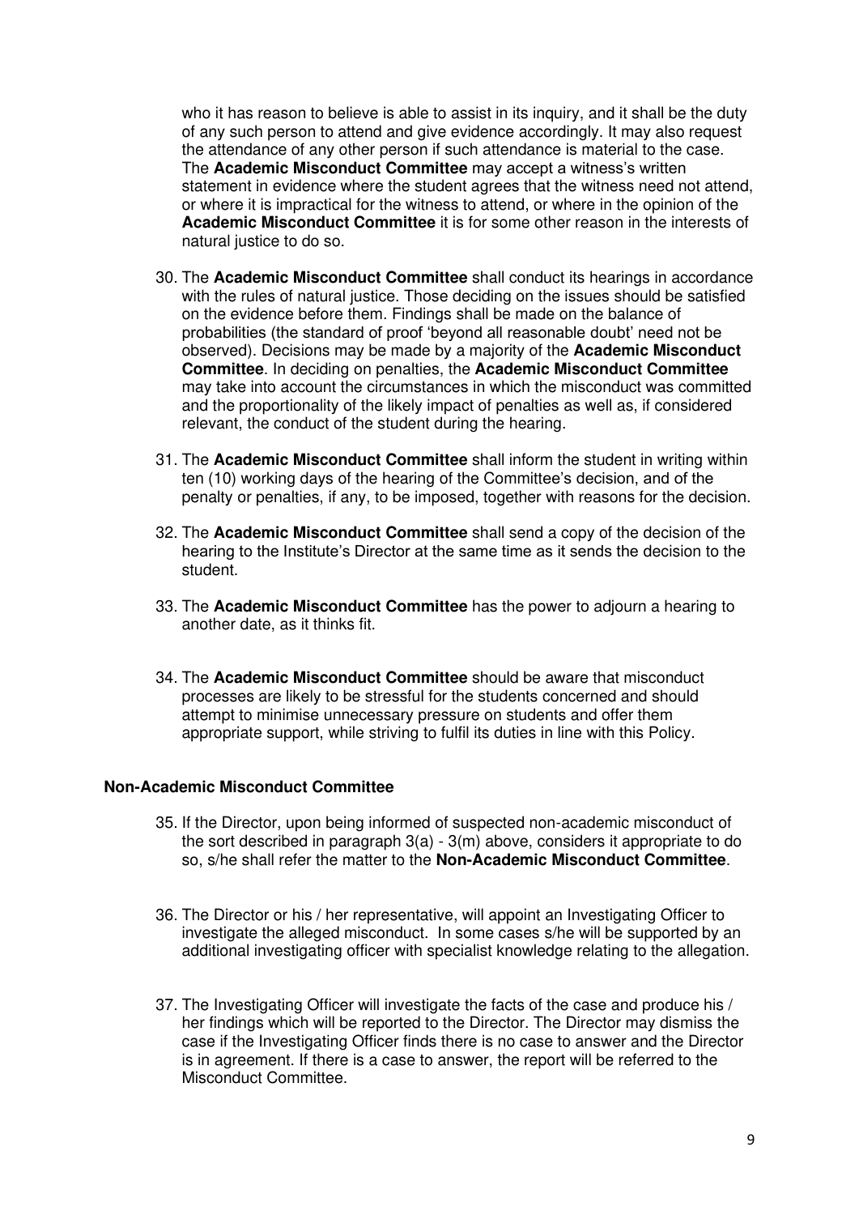who it has reason to believe is able to assist in its inquiry, and it shall be the duty of any such person to attend and give evidence accordingly. It may also request the attendance of any other person if such attendance is material to the case. The **Academic Misconduct Committee** may accept a witness's written statement in evidence where the student agrees that the witness need not attend, or where it is impractical for the witness to attend, or where in the opinion of the **Academic Misconduct Committee** it is for some other reason in the interests of natural justice to do so.

30. The **Academic Misconduct Committee** shall conduct its hearings in accordance with the rules of natural justice. Those deciding on the issues should be satisfied on the evidence before them. Findings shall be made on the balance of probabilities (the standard of proof 'beyond all reasonable doubt' need not be observed). Decisions may be made by a majority of the **Academic Misconduct Committee**. In deciding on penalties, the **Academic Misconduct Committee** may take into account the circumstances in which the misconduct was committed and the proportionality of the likely impact of penalties as well as, if considered relevant, the conduct of the student during the hearing.

31. The **Academic Misconduct Committee** shall inform the student in writing within ten (10) working days of the hearing of the Committee's decision, and of the penalty or penalties, if any, to be imposed, together with reasons for the decision.

32. The **Academic Misconduct Committee** shall send a copy of the decision of the hearing to the Institute's Director at the same time as it sends the decision to the student.

33. The **Academic Misconduct Committee** has the power to adjourn a hearing to another date, as it thinks fit.

34. The **Academic Misconduct Committee** should be aware that misconduct processes are likely to be stressful for the students concerned and should attempt to minimise unnecessary pressure on students and offer them appropriate support, while striving to fulfil its duties in line with this Policy.

### Non-Academic Misconduct Committee

35. If the Director, upon being informed of suspected non-academic misconduct of the sort described in paragraph 3(a) - 3(m) above, considers it appropriate to do so, s/he shall refer the matter to the **Non-Academic Misconduct Committee**.

36. The Director or his / her representative, will appoint an Investigating Officer to investigate the alleged misconduct. In some cases s/he will be supported by an additional investigating officer with specialist knowledge relating to the allegation.

37. The Investigating Officer will investigate the facts of the case and produce his / her findings which will be reported to the Director. The Director may dismiss the case if the Investigating Officer finds there is no case to answer and the Director is in agreement. If there is a case to answer, the report will be referred to the Misconduct Committee.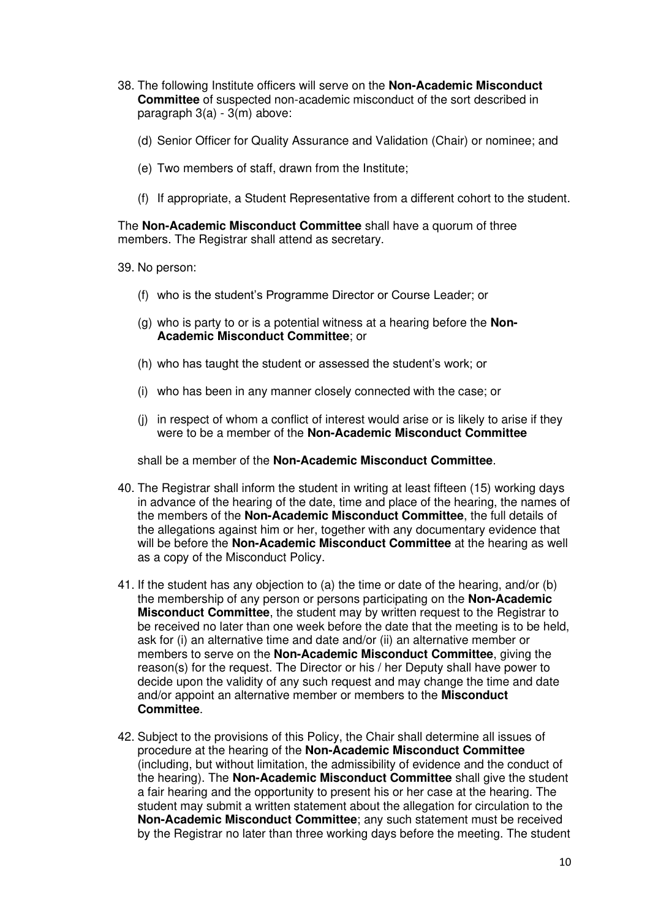38. The following Institute officers will serve on the **Non-Academic Misconduct Committee** of suspected non-academic misconduct of the sort described in paragraph 3(a) - 3(m) above:

    (d) Senior Officer for Quality Assurance and Validation (Chair) or nominee; and

    (e) Two members of staff, drawn from the Institute;

    (f) If appropriate, a Student Representative from a different cohort to the student.

The **Non-Academic Misconduct Committee** shall have a quorum of three members. The Registrar shall attend as secretary.

39. No person:

    (f) who is the student's Programme Director or Course Leader; or

    (g) who is party to or is a potential witness at a hearing before the **Non-Academic Misconduct Committee**; or

    (h) who has taught the student or assessed the student's work; or

    (i) who has been in any manner closely connected with the case; or

    (j) in respect of whom a conflict of interest would arise or is likely to arise if they were to be a member of the **Non-Academic Misconduct Committee**

    shall be a member of the **Non-Academic Misconduct Committee**.

40. The Registrar shall inform the student in writing at least fifteen (15) working days in advance of the hearing of the date, time and place of the hearing, the names of the members of the **Non-Academic Misconduct Committee**, the full details of the allegations against him or her, together with any documentary evidence that will be before the **Non-Academic Misconduct Committee** at the hearing as well as a copy of the Misconduct Policy.

41. If the student has any objection to (a) the time or date of the hearing, and/or (b) the membership of any person or persons participating on the **Non-Academic Misconduct Committee**, the student may by written request to the Registrar to be received no later than one week before the date that the meeting is to be held, ask for (i) an alternative time and date and/or (ii) an alternative member or members to serve on the **Non-Academic Misconduct Committee**, giving the reason(s) for the request. The Director or his / her Deputy shall have power to decide upon the validity of any such request and may change the time and date and/or appoint an alternative member or members to the **Misconduct Committee**.

42. Subject to the provisions of this Policy, the Chair shall determine all issues of procedure at the hearing of the **Non-Academic Misconduct Committee** (including, but without limitation, the admissibility of evidence and the conduct of the hearing). The **Non-Academic Misconduct Committee** shall give the student a fair hearing and the opportunity to present his or her case at the hearing. The student may submit a written statement about the allegation for circulation to the **Non-Academic Misconduct Committee**; any such statement must be received by the Registrar no later than three working days before the meeting. The student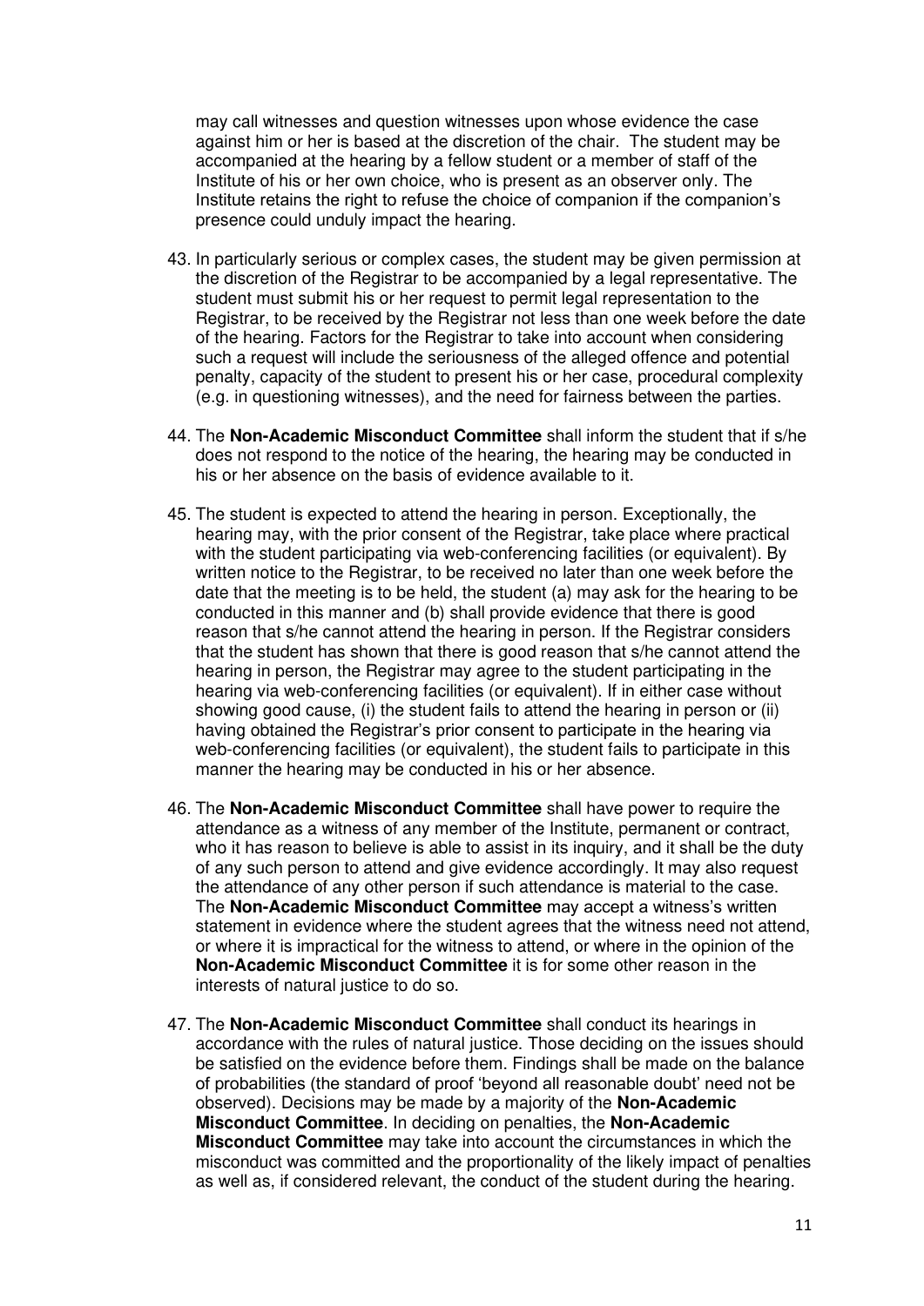may call witnesses and question witnesses upon whose evidence the case against him or her is based at the discretion of the chair. The student may be accompanied at the hearing by a fellow student or a member of staff of the Institute of his or her own choice, who is present as an observer only. The Institute retains the right to refuse the choice of companion if the companion's presence could unduly impact the hearing.

43. In particularly serious or complex cases, the student may be given permission at the discretion of the Registrar to be accompanied by a legal representative. The student must submit his or her request to permit legal representation to the Registrar, to be received by the Registrar not less than one week before the date of the hearing. Factors for the Registrar to take into account when considering such a request will include the seriousness of the alleged offence and potential penalty, capacity of the student to present his or her case, procedural complexity (e.g. in questioning witnesses), and the need for fairness between the parties.

44. The **Non-Academic Misconduct Committee** shall inform the student that if s/he does not respond to the notice of the hearing, the hearing may be conducted in his or her absence on the basis of evidence available to it.

45. The student is expected to attend the hearing in person. Exceptionally, the hearing may, with the prior consent of the Registrar, take place where practical with the student participating via web-conferencing facilities (or equivalent). By written notice to the Registrar, to be received no later than one week before the date that the meeting is to be held, the student (a) may ask for the hearing to be conducted in this manner and (b) shall provide evidence that there is good reason that s/he cannot attend the hearing in person. If the Registrar considers that the student has shown that there is good reason that s/he cannot attend the hearing in person, the Registrar may agree to the student participating in the hearing via web-conferencing facilities (or equivalent). If in either case without showing good cause, (i) the student fails to attend the hearing in person or (ii) having obtained the Registrar's prior consent to participate in the hearing via web-conferencing facilities (or equivalent), the student fails to participate in this manner the hearing may be conducted in his or her absence.

46. The **Non-Academic Misconduct Committee** shall have power to require the attendance as a witness of any member of the Institute, permanent or contract, who it has reason to believe is able to assist in its inquiry, and it shall be the duty of any such person to attend and give evidence accordingly. It may also request the attendance of any other person if such attendance is material to the case. The **Non-Academic Misconduct Committee** may accept a witness's written statement in evidence where the student agrees that the witness need not attend, or where it is impractical for the witness to attend, or where in the opinion of the **Non-Academic Misconduct Committee** it is for some other reason in the interests of natural justice to do so.

47. The **Non-Academic Misconduct Committee** shall conduct its hearings in accordance with the rules of natural justice. Those deciding on the issues should be satisfied on the evidence before them. Findings shall be made on the balance of probabilities (the standard of proof 'beyond all reasonable doubt' need not be observed). Decisions may be made by a majority of the **Non-Academic Misconduct Committee**. In deciding on penalties, the **Non-Academic Misconduct Committee** may take into account the circumstances in which the misconduct was committed and the proportionality of the likely impact of penalties as well as, if considered relevant, the conduct of the student during the hearing.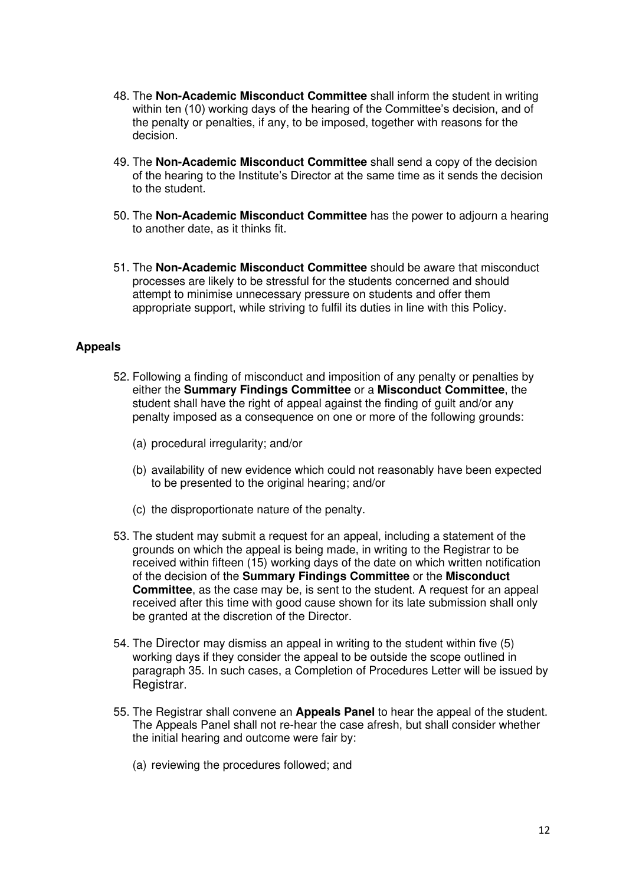48. The **Non-Academic Misconduct Committee** shall inform the student in writing within ten (10) working days of the hearing of the Committee's decision, and of the penalty or penalties, if any, to be imposed, together with reasons for the decision.

49. The **Non-Academic Misconduct Committee** shall send a copy of the decision of the hearing to the Institute's Director at the same time as it sends the decision to the student.

50. The **Non-Academic Misconduct Committee** has the power to adjourn a hearing to another date, as it thinks fit.

51. The **Non-Academic Misconduct Committee** should be aware that misconduct processes are likely to be stressful for the students concerned and should attempt to minimise unnecessary pressure on students and offer them appropriate support, while striving to fulfil its duties in line with this Policy.

**Appeals**

52. Following a finding of misconduct and imposition of any penalty or penalties by either the **Summary Findings Committee** or a **Misconduct Committee**, the student shall have the right of appeal against the finding of guilt and/or any penalty imposed as a consequence on one or more of the following grounds:

    (a) procedural irregularity; and/or

    (b) availability of new evidence which could not reasonably have been expected to be presented to the original hearing; and/or

    (c) the disproportionate nature of the penalty.

53. The student may submit a request for an appeal, including a statement of the grounds on which the appeal is being made, in writing to the Registrar to be received within fifteen (15) working days of the date on which written notification of the decision of the **Summary Findings Committee** or the **Misconduct Committee**, as the case may be, is sent to the student. A request for an appeal received after this time with good cause shown for its late submission shall only be granted at the discretion of the Director.

54. The Director may dismiss an appeal in writing to the student within five (5) working days if they consider the appeal to be outside the scope outlined in paragraph 35. In such cases, a Completion of Procedures Letter will be issued by Registrar.

55. The Registrar shall convene an **Appeals Panel** to hear the appeal of the student. The Appeals Panel shall not re-hear the case afresh, but shall consider whether the initial hearing and outcome were fair by:

    (a) reviewing the procedures followed; and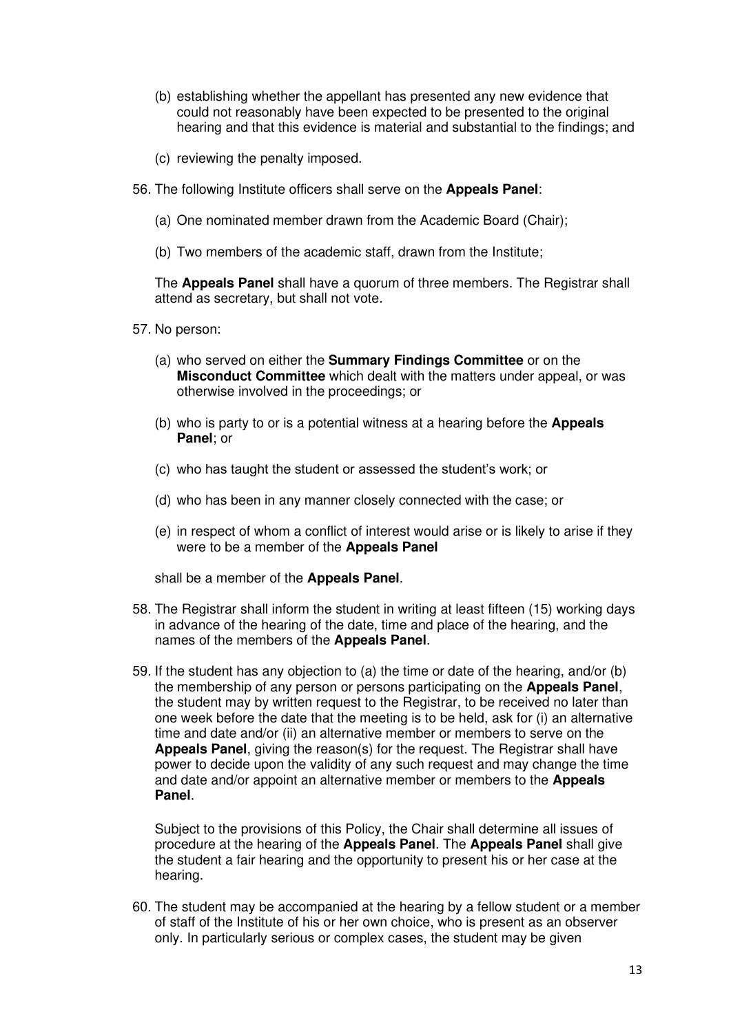(b) establishing whether the appellant has presented any new evidence that could not reasonably have been expected to be presented to the original hearing and that this evidence is material and substantial to the findings; and

(c) reviewing the penalty imposed.

56. The following Institute officers shall serve on the **Appeals Panel**:

    (a) One nominated member drawn from the Academic Board (Chair);

    (b) Two members of the academic staff, drawn from the Institute;

    The **Appeals Panel** shall have a quorum of three members. The Registrar shall attend as secretary, but shall not vote.

57. No person:

    (a) who served on either the **Summary Findings Committee** or on the **Misconduct Committee** which dealt with the matters under appeal, or was otherwise involved in the proceedings; or

    (b) who is party to or is a potential witness at a hearing before the **Appeals Panel**; or

    (c) who has taught the student or assessed the student's work; or

    (d) who has been in any manner closely connected with the case; or

    (e) in respect of whom a conflict of interest would arise or is likely to arise if they were to be a member of the **Appeals Panel**

    shall be a member of the **Appeals Panel**.

58. The Registrar shall inform the student in writing at least fifteen (15) working days in advance of the hearing of the date, time and place of the hearing, and the names of the members of the **Appeals Panel**.

59. If the student has any objection to (a) the time or date of the hearing, and/or (b) the membership of any person or persons participating on the **Appeals Panel**, the student may by written request to the Registrar, to be received no later than one week before the date that the meeting is to be held, ask for (i) an alternative time and date and/or (ii) an alternative member or members to serve on the **Appeals Panel**, giving the reason(s) for the request. The Registrar shall have power to decide upon the validity of any such request and may change the time and date and/or appoint an alternative member or members to the **Appeals Panel**.

    Subject to the provisions of this Policy, the Chair shall determine all issues of procedure at the hearing of the **Appeals Panel**. The **Appeals Panel** shall give the student a fair hearing and the opportunity to present his or her case at the hearing.

60. The student may be accompanied at the hearing by a fellow student or a member of staff of the Institute of his or her own choice, who is present as an observer only. In particularly serious or complex cases, the student may be given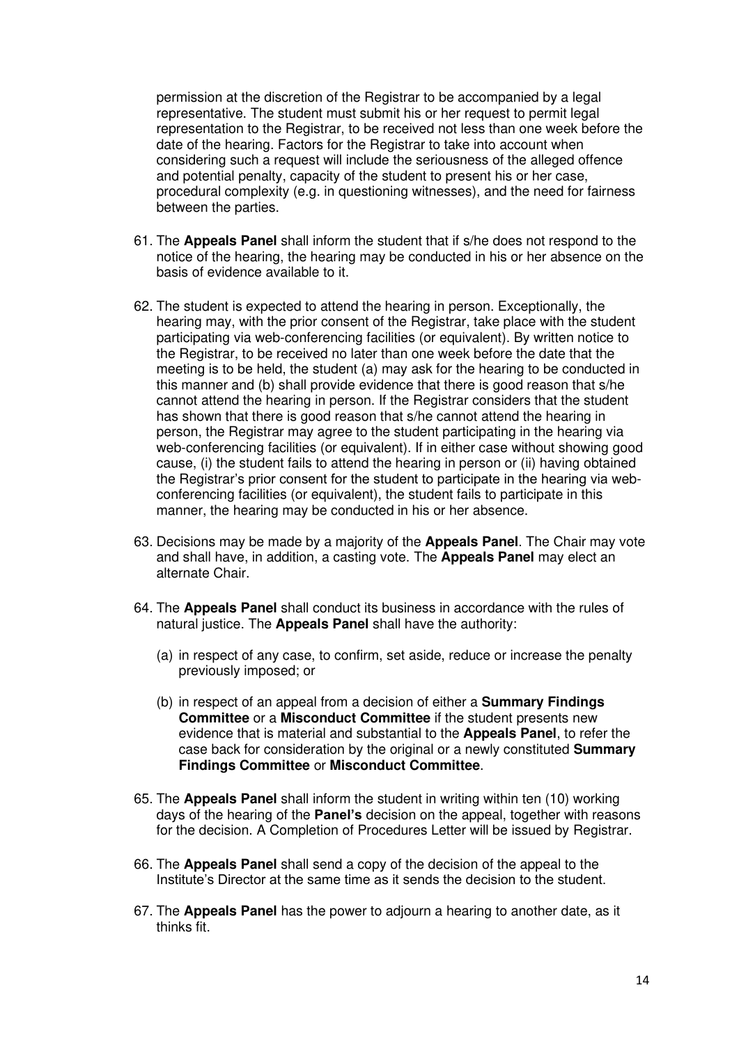permission at the discretion of the Registrar to be accompanied by a legal representative. The student must submit his or her request to permit legal representation to the Registrar, to be received not less than one week before the date of the hearing. Factors for the Registrar to take into account when considering such a request will include the seriousness of the alleged offence and potential penalty, capacity of the student to present his or her case, procedural complexity (e.g. in questioning witnesses), and the need for fairness between the parties.

61. The **Appeals Panel** shall inform the student that if s/he does not respond to the notice of the hearing, the hearing may be conducted in his or her absence on the basis of evidence available to it.

62. The student is expected to attend the hearing in person. Exceptionally, the hearing may, with the prior consent of the Registrar, take place with the student participating via web-conferencing facilities (or equivalent). By written notice to the Registrar, to be received no later than one week before the date that the meeting is to be held, the student (a) may ask for the hearing to be conducted in this manner and (b) shall provide evidence that there is good reason that s/he cannot attend the hearing in person. If the Registrar considers that the student has shown that there is good reason that s/he cannot attend the hearing in person, the Registrar may agree to the student participating in the hearing via web-conferencing facilities (or equivalent). If in either case without showing good cause, (i) the student fails to attend the hearing in person or (ii) having obtained the Registrar's prior consent for the student to participate in the hearing via web-conferencing facilities (or equivalent), the student fails to participate in this manner, the hearing may be conducted in his or her absence.

63. Decisions may be made by a majority of the **Appeals Panel**. The Chair may vote and shall have, in addition, a casting vote. The **Appeals Panel** may elect an alternate Chair.

64. The **Appeals Panel** shall conduct its business in accordance with the rules of natural justice. The **Appeals Panel** shall have the authority:

    (a) in respect of any case, to confirm, set aside, reduce or increase the penalty previously imposed; or

    (b) in respect of an appeal from a decision of either a **Summary Findings Committee** or a **Misconduct Committee** if the student presents new evidence that is material and substantial to the **Appeals Panel**, to refer the case back for consideration by the original or a newly constituted **Summary Findings Committee** or **Misconduct Committee**.

65. The **Appeals Panel** shall inform the student in writing within ten (10) working days of the hearing of the **Panel's** decision on the appeal, together with reasons for the decision. A Completion of Procedures Letter will be issued by Registrar.

66. The **Appeals Panel** shall send a copy of the decision of the appeal to the Institute's Director at the same time as it sends the decision to the student.

67. The **Appeals Panel** has the power to adjourn a hearing to another date, as it thinks fit.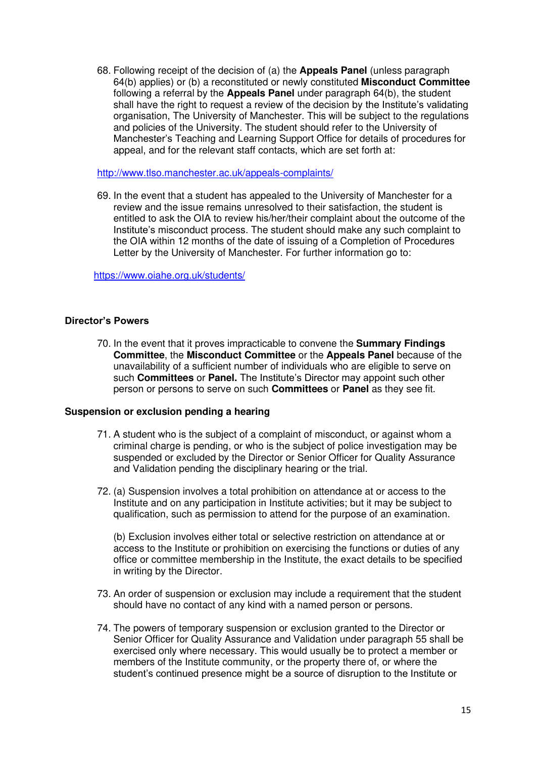68. Following receipt of the decision of (a) the **Appeals Panel** (unless paragraph 64(b) applies) or (b) a reconstituted or newly constituted **Misconduct Committee** following a referral by the **Appeals Panel** under paragraph 64(b), the student shall have the right to request a review of the decision by the Institute's validating organisation, The University of Manchester. This will be subject to the regulations and policies of the University. The student should refer to the University of Manchester's Teaching and Learning Support Office for details of procedures for appeal, and for the relevant staff contacts, which are set forth at:

http://www.tlso.manchester.ac.uk/appeals-complaints/

69. In the event that a student has appealed to the University of Manchester for a review and the issue remains unresolved to their satisfaction, the student is entitled to ask the OIA to review his/her/their complaint about the outcome of the Institute's misconduct process. The student should make any such complaint to the OIA within 12 months of the date of issuing of a Completion of Procedures Letter by the University of Manchester. For further information go to:

https://www.oiahe.org.uk/students/

**Director's Powers**

70. In the event that it proves impracticable to convene the **Summary Findings Committee**, the **Misconduct Committee** or the **Appeals Panel** because of the unavailability of a sufficient number of individuals who are eligible to serve on such **Committees** or **Panel.** The Institute's Director may appoint such other person or persons to serve on such **Committees** or **Panel** as they see fit.

**Suspension or exclusion pending a hearing**

71. A student who is the subject of a complaint of misconduct, or against whom a criminal charge is pending, or who is the subject of police investigation may be suspended or excluded by the Director or Senior Officer for Quality Assurance and Validation pending the disciplinary hearing or the trial.

72. (a) Suspension involves a total prohibition on attendance at or access to the Institute and on any participation in Institute activities; but it may be subject to qualification, such as permission to attend for the purpose of an examination.

    (b) Exclusion involves either total or selective restriction on attendance at or access to the Institute or prohibition on exercising the functions or duties of any office or committee membership in the Institute, the exact details to be specified in writing by the Director.

73. An order of suspension or exclusion may include a requirement that the student should have no contact of any kind with a named person or persons.

74. The powers of temporary suspension or exclusion granted to the Director or Senior Officer for Quality Assurance and Validation under paragraph 55 shall be exercised only where necessary. This would usually be to protect a member or members of the Institute community, or the property there of, or where the student's continued presence might be a source of disruption to the Institute or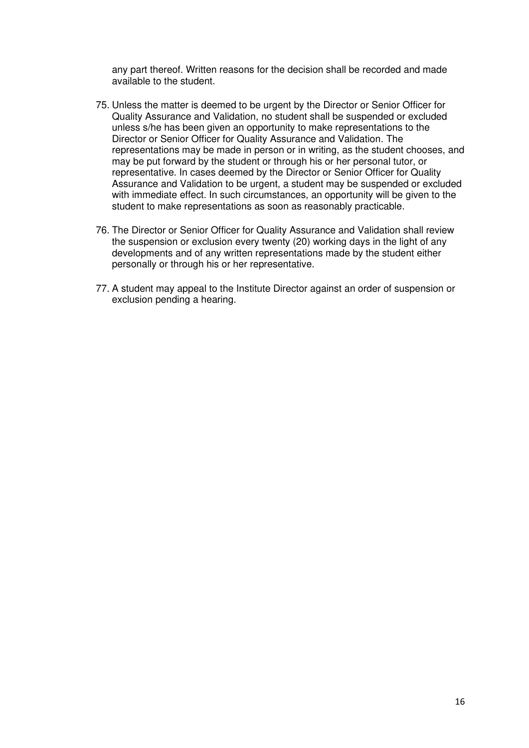any part thereof. Written reasons for the decision shall be recorded and made available to the student.

75. Unless the matter is deemed to be urgent by the Director or Senior Officer for Quality Assurance and Validation, no student shall be suspended or excluded unless s/he has been given an opportunity to make representations to the Director or Senior Officer for Quality Assurance and Validation. The representations may be made in person or in writing, as the student chooses, and may be put forward by the student or through his or her personal tutor, or representative. In cases deemed by the Director or Senior Officer for Quality Assurance and Validation to be urgent, a student may be suspended or excluded with immediate effect. In such circumstances, an opportunity will be given to the student to make representations as soon as reasonably practicable.

76. The Director or Senior Officer for Quality Assurance and Validation shall review the suspension or exclusion every twenty (20) working days in the light of any developments and of any written representations made by the student either personally or through his or her representative.

77. A student may appeal to the Institute Director against an order of suspension or exclusion pending a hearing.